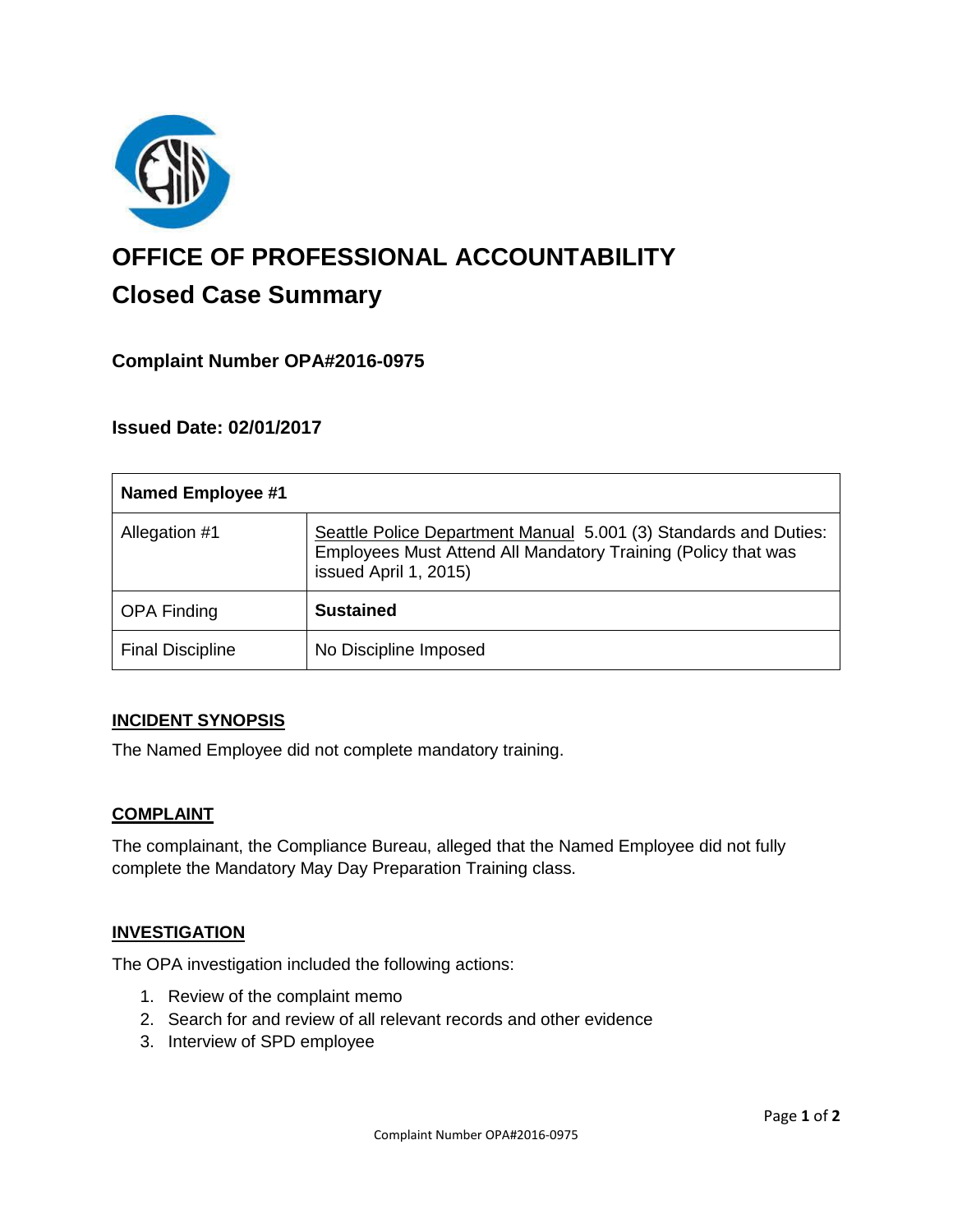# OFFICE OF PROFESSIONAL ACCOUNTABILITY

## Closed Case Summary

### Complaint Number OPA#2016-0975

### Issued Date: 02/01/2017

| Named Employee #1 | |
|---|---|
| Allegation #1 | Seattle Police Department Manual 5.001 (3) Standards and Duties: Employees Must Attend All Mandatory Training (Policy that was issued April 1, 2015) |
| OPA Finding | **Sustained** |
| Final Discipline | No Discipline Imposed |

**INCIDENT SYNOPSIS**

The Named Employee did not complete mandatory training.

**COMPLAINT**

The complainant, the Compliance Bureau, alleged that the Named Employee did not fully complete the Mandatory May Day Preparation Training class.

**INVESTIGATION**

The OPA investigation included the following actions:

1. Review of the complaint memo
2. Search for and review of all relevant records and other evidence
3. Interview of SPD employee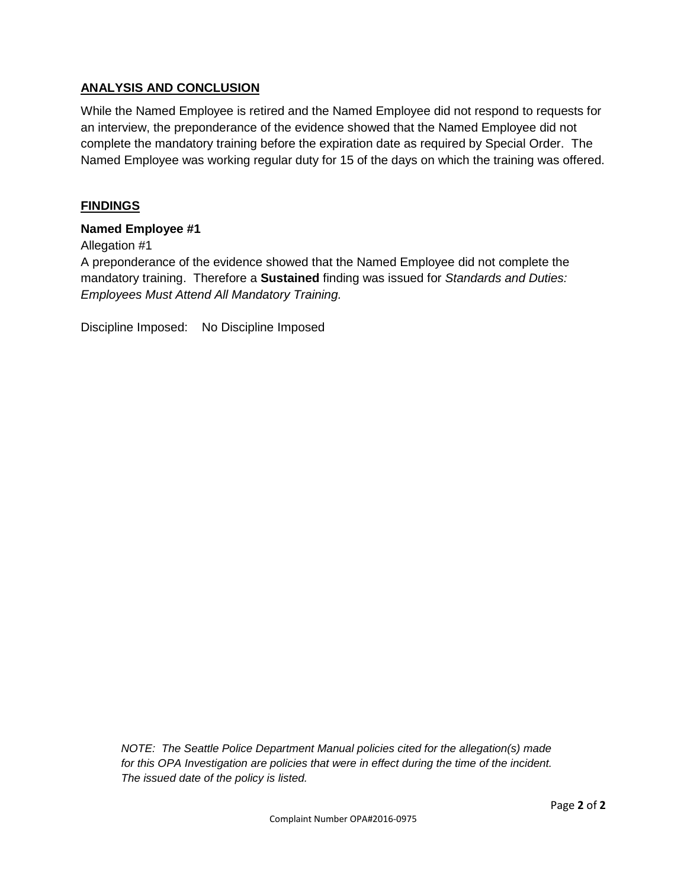## ANALYSIS AND CONCLUSION

While the Named Employee is retired and the Named Employee did not respond to requests for an interview, the preponderance of the evidence showed that the Named Employee did not complete the mandatory training before the expiration date as required by Special Order. The Named Employee was working regular duty for 15 of the days on which the training was offered.

## FINDINGS

**Named Employee #1**

Allegation #1

A preponderance of the evidence showed that the Named Employee did not complete the mandatory training. Therefore a **Sustained** finding was issued for *Standards and Duties: Employees Must Attend All Mandatory Training.*

Discipline Imposed: No Discipline Imposed

*NOTE: The Seattle Police Department Manual policies cited for the allegation(s) made for this OPA Investigation are policies that were in effect during the time of the incident. The issued date of the policy is listed.*

Complaint Number OPA#2016-0975